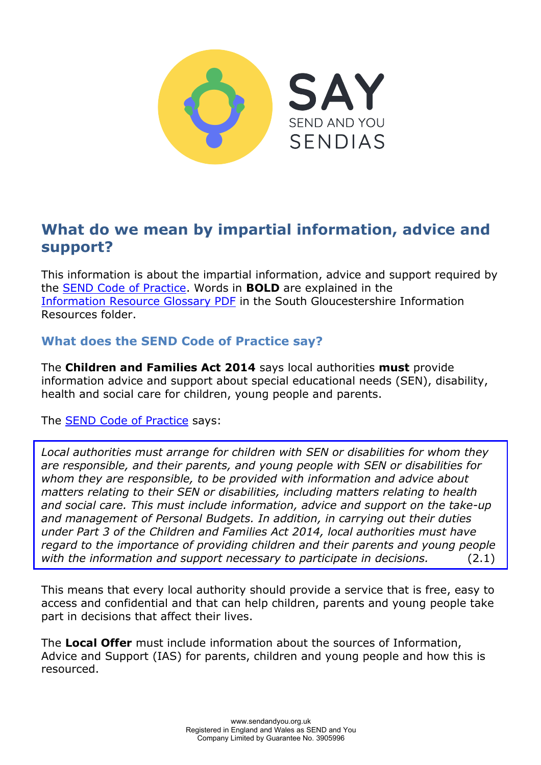SAY

SEND AND YOU

SENDIAS

# What do we mean by impartial information, advice and support?

This information is about the impartial information, advice and support required by the SEND Code of Practice. Words in **BOLD** are explained in the Information Resource Glossary PDF in the South Gloucestershire Information Resources folder.

## What does the SEND Code of Practice say?

The **Children and Families Act 2014** says local authorities **must** provide information advice and support about special educational needs (SEN), disability, health and social care for children, young people and parents.

The SEND Code of Practice says:

> *Local authorities must arrange for children with SEN or disabilities for whom they are responsible, and their parents, and young people with SEN or disabilities for whom they are responsible, to be provided with information and advice about matters relating to their SEN or disabilities, including matters relating to health and social care. This must include information, advice and support on the take-up and management of Personal Budgets. In addition, in carrying out their duties under Part 3 of the Children and Families Act 2014, local authorities must have regard to the importance of providing children and their parents and young people with the information and support necessary to participate in decisions.* (2.1)

This means that every local authority should provide a service that is free, easy to access and confidential and that can help children, parents and young people take part in decisions that affect their lives.

The **Local Offer** must include information about the sources of Information, Advice and Support (IAS) for parents, children and young people and how this is resourced.

www.sendandyou.org.uk
Registered in England and Wales as SEND and You
Company Limited by Guarantee No. 3905996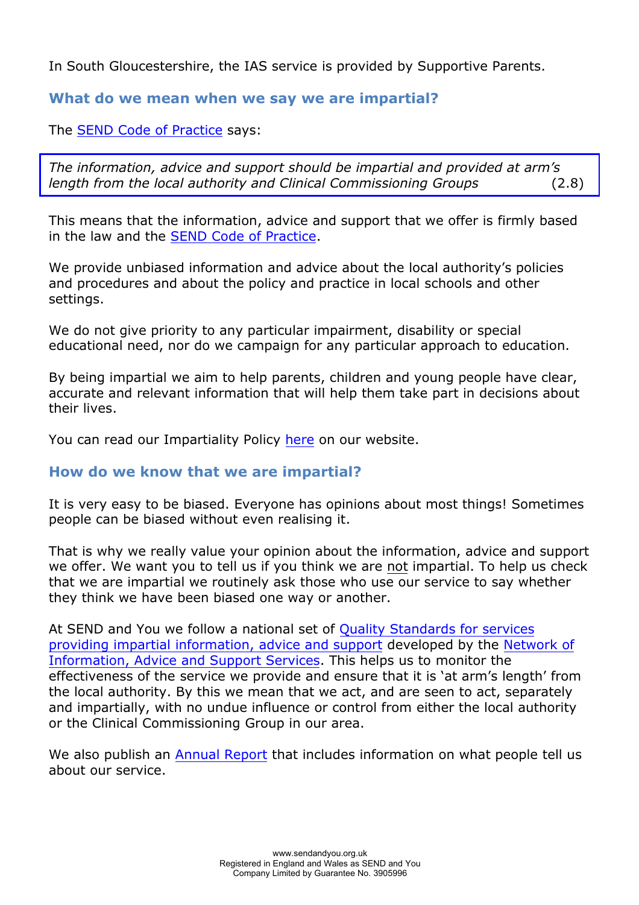In South Gloucestershire, the IAS service is provided by Supportive Parents.

## What do we mean when we say we are impartial?

The SEND Code of Practice says:

> *The information, advice and support should be impartial and provided at arm's length from the local authority and Clinical Commissioning Groups* (2.8)

This means that the information, advice and support that we offer is firmly based in the law and the SEND Code of Practice.

We provide unbiased information and advice about the local authority's policies and procedures and about the policy and practice in local schools and other settings.

We do not give priority to any particular impairment, disability or special educational need, nor do we campaign for any particular approach to education.

By being impartial we aim to help parents, children and young people have clear, accurate and relevant information that will help them take part in decisions about their lives.

You can read our Impartiality Policy here on our website.

## How do we know that we are impartial?

It is very easy to be biased. Everyone has opinions about most things! Sometimes people can be biased without even realising it.

That is why we really value your opinion about the information, advice and support we offer. We want you to tell us if you think we are not impartial. To help us check that we are impartial we routinely ask those who use our service to say whether they think we have been biased one way or another.

At SEND and You we follow a national set of Quality Standards for services providing impartial information, advice and support developed by the Network of Information, Advice and Support Services. This helps us to monitor the effectiveness of the service we provide and ensure that it is 'at arm's length' from the local authority. By this we mean that we act, and are seen to act, separately and impartially, with no undue influence or control from either the local authority or the Clinical Commissioning Group in our area.

We also publish an Annual Report that includes information on what people tell us about our service.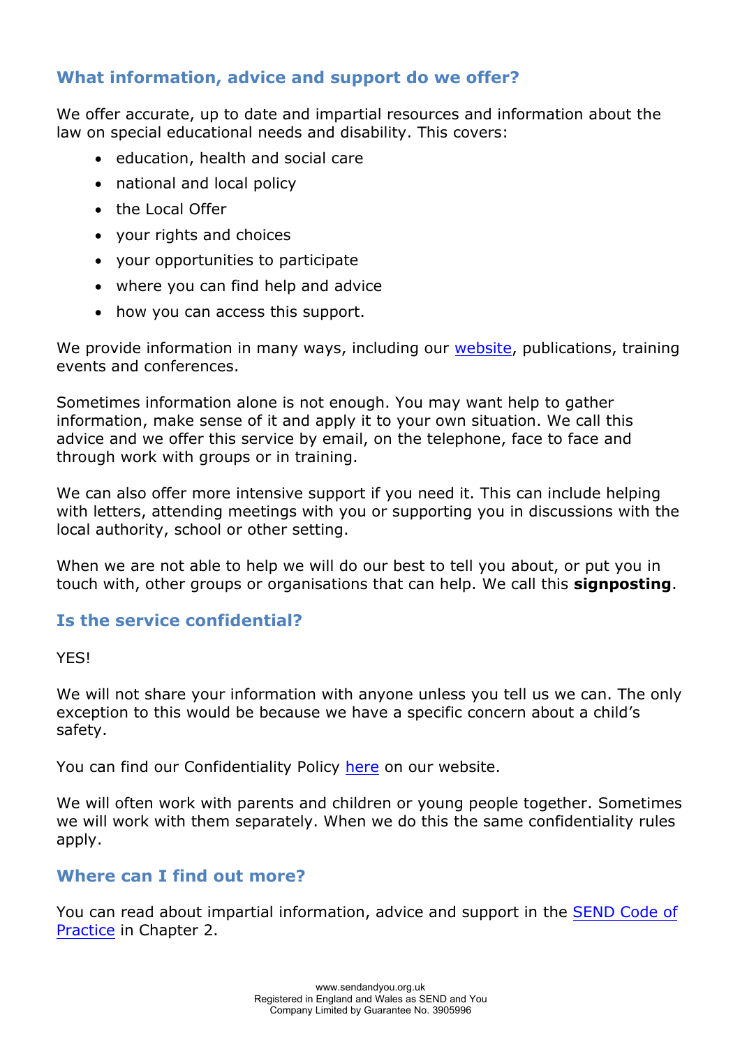## What information, advice and support do we offer?

We offer accurate, up to date and impartial resources and information about the law on special educational needs and disability. This covers:

- education, health and social care
- national and local policy
- the Local Offer
- your rights and choices
- your opportunities to participate
- where you can find help and advice
- how you can access this support.

We provide information in many ways, including our website, publications, training events and conferences.

Sometimes information alone is not enough. You may want help to gather information, make sense of it and apply it to your own situation. We call this advice and we offer this service by email, on the telephone, face to face and through work with groups or in training.

We can also offer more intensive support if you need it. This can include helping with letters, attending meetings with you or supporting you in discussions with the local authority, school or other setting.

When we are not able to help we will do our best to tell you about, or put you in touch with, other groups or organisations that can help. We call this **signposting**.

## Is the service confidential?

YES!

We will not share your information with anyone unless you tell us we can. The only exception to this would be because we have a specific concern about a child's safety.

You can find our Confidentiality Policy here on our website.

We will often work with parents and children or young people together. Sometimes we will work with them separately. When we do this the same confidentiality rules apply.

## Where can I find out more?

You can read about impartial information, advice and support in the SEND Code of Practice in Chapter 2.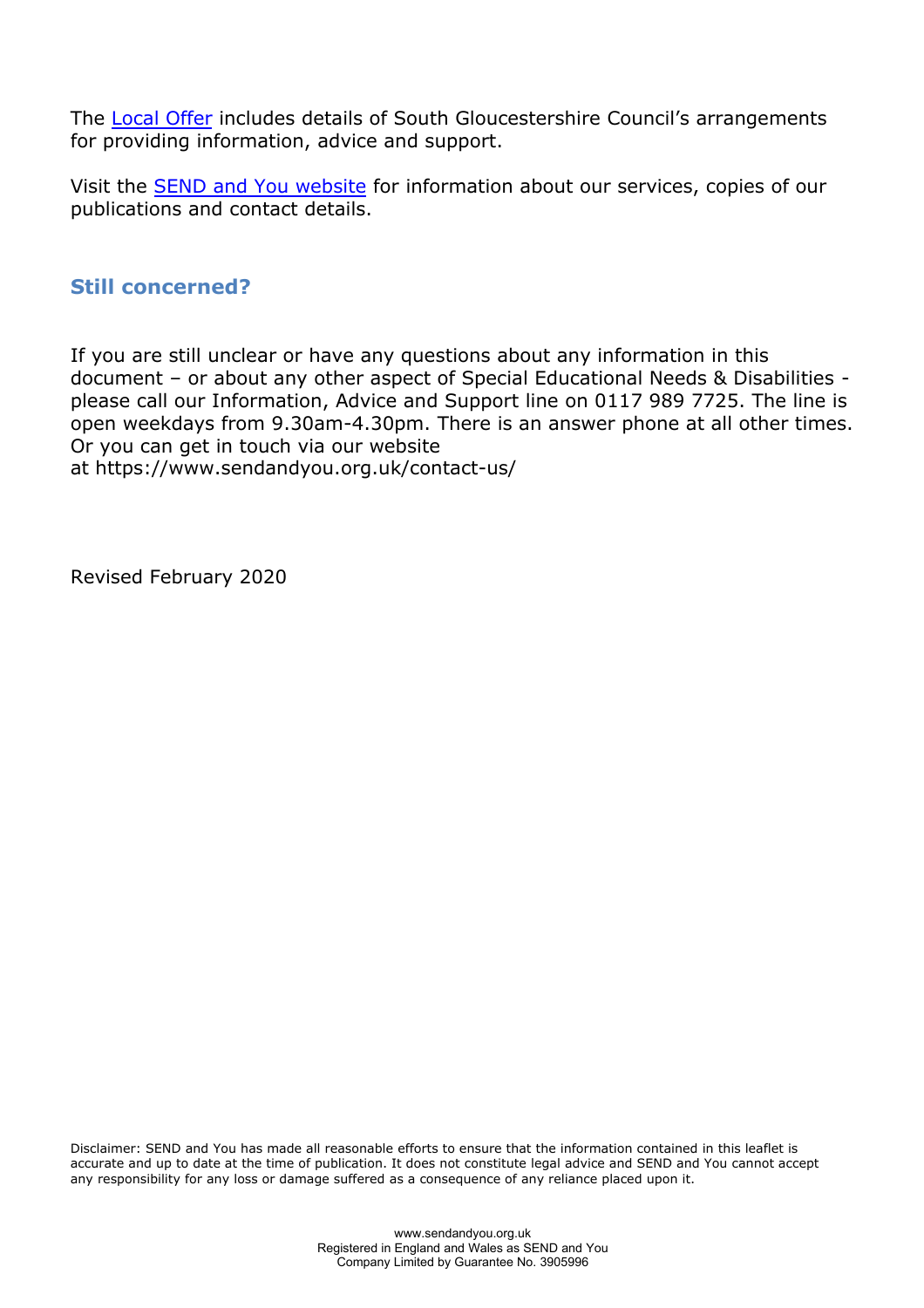The Local Offer includes details of South Gloucestershire Council's arrangements for providing information, advice and support.

Visit the SEND and You website for information about our services, copies of our publications and contact details.

## Still concerned?

If you are still unclear or have any questions about any information in this document – or about any other aspect of Special Educational Needs & Disabilities - please call our Information, Advice and Support line on 0117 989 7725. The line is open weekdays from 9.30am-4.30pm. There is an answer phone at all other times. Or you can get in touch via our website at https://www.sendandyou.org.uk/contact-us/

Revised February 2020

Disclaimer: SEND and You has made all reasonable efforts to ensure that the information contained in this leaflet is accurate and up to date at the time of publication. It does not constitute legal advice and SEND and You cannot accept any responsibility for any loss or damage suffered as a consequence of any reliance placed upon it.

www.sendandyou.org.uk
Registered in England and Wales as SEND and You
Company Limited by Guarantee No. 3905996